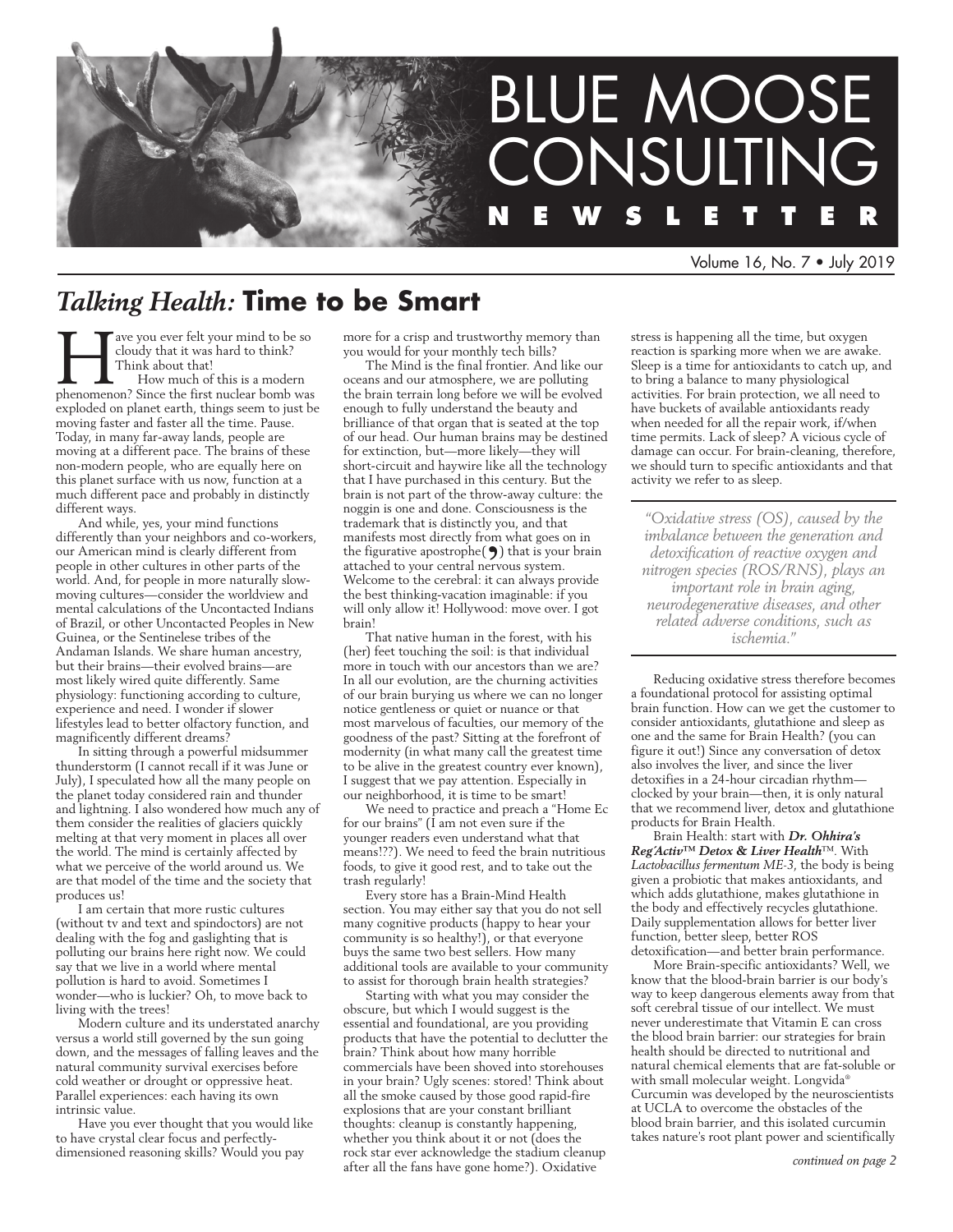# BLUE MOOSE CONSULTING NEWSLETTER

Volume 16, No. 7 • July 2019

## *Talking Health:* Time to be Smart

Have you ever felt your mind to be so cloudy that it was hard to think? Think about that!

How much of this is a modern phenomenon? Since the first nuclear bomb was exploded on planet earth, things seem to just be moving faster and faster all the time. Pause. Today, in many far-away lands, people are moving at a different pace. The brains of these non-modern people, who are equally here on this planet surface with us now, function at a much different pace and probably in distinctly different ways.

And while, yes, your mind functions differently than your neighbors and co-workers, our American mind is clearly different from people in other cultures in other parts of the world. And, for people in more naturally slow-moving cultures—consider the worldview and mental calculations of the Uncontacted Indians of Brazil, or other Uncontacted Peoples in New Guinea, or the Sentinelese tribes of the Andaman Islands. We share human ancestry, but their brains—their evolved brains—are most likely wired quite differently. Same physiology: functioning according to culture, experience and need. I wonder if slower lifestyles lead to better olfactory function, and magnificently different dreams?

In sitting through a powerful midsummer thunderstorm (I cannot recall if it was June or July), I speculated how all the many people on the planet today considered rain and thunder and lightning. I also wondered how much any of them consider the realities of glaciers quickly melting at that very moment in places all over the world. The mind is certainly affected by what we perceive of the world around us. We are that model of the time and the society that produces us!

I am certain that more rustic cultures (without tv and text and spindoctors) are not dealing with the fog and gaslighting that is polluting our brains here right now. We could say that we live in a world where mental pollution is hard to avoid. Sometimes I wonder—who is luckier? Oh, to move back to living with the trees!

Modern culture and its understated anarchy versus a world still governed by the sun going down, and the messages of falling leaves and the natural community survival exercises before cold weather or drought or oppressive heat. Parallel experiences: each having its own intrinsic value.

Have you ever thought that you would like to have crystal clear focus and perfectly-dimensioned reasoning skills? Would you pay more for a crisp and trustworthy memory than you would for your monthly tech bills?

The Mind is the final frontier. And like our oceans and our atmosphere, we are polluting the brain terrain long before we will be evolved enough to fully understand the beauty and brilliance of that organ that is seated at the top of our head. Our human brains may be destined for extinction, but—more likely—they will short-circuit and haywire like all the technology that I have purchased in this century. But the brain is not part of the throw-away culture: the noggin is one and done. Consciousness is the trademark that is distinctly you, and that manifests most directly from what goes on in the figurative apostrophe(**'**) that is your brain attached to your central nervous system. Welcome to the cerebral: it can always provide the best thinking-vacation imaginable: if you will only allow it! Hollywood: move over. I got brain!

That native human in the forest, with his (her) feet touching the soil: is that individual more in touch with our ancestors than we are? In all our evolution, are the churning activities of our brain burying us where we can no longer notice gentleness or quiet or nuance or that most marvelous of faculties, our memory of the goodness of the past? Sitting at the forefront of modernity (in what many call the greatest time to be alive in the greatest country ever known), I suggest that we pay attention. Especially in our neighborhood, it is time to be smart!

We need to practice and preach a "Home Ec for our brains" (I am not even sure if the younger readers even understand what that means!??). We need to feed the brain nutritious foods, to give it good rest, and to take out the trash regularly!

Every store has a Brain-Mind Health section. You may either say that you do not sell many cognitive products (happy to hear your community is so healthy!), or that everyone buys the same two best sellers. How many additional tools are available to your community to assist for thorough brain health strategies?

Starting with what you may consider the obscure, but which I would suggest is the essential and foundational, are you providing products that have the potential to declutter the brain? Think about how many horrible commercials have been shoved into storehouses in your brain? Ugly scenes: stored! Think about all the smoke caused by those good rapid-fire explosions that are your constant brilliant thoughts: cleanup is constantly happening, whether you think about it or not (does the rock star ever acknowledge the stadium cleanup after all the fans have gone home?). Oxidative stress is happening all the time, but oxygen reaction is sparking more when we are awake. Sleep is a time for antioxidants to catch up, and to bring a balance to many physiological activities. For brain protection, we all need to have buckets of available antioxidants ready when needed for all the repair work, if/when time permits. Lack of sleep? A vicious cycle of damage can occur. For brain-cleaning, therefore, we should turn to specific antioxidants and that activity we refer to as sleep.

> *"Oxidative stress (OS), caused by the imbalance between the generation and detoxification of reactive oxygen and nitrogen species (ROS/RNS), plays an important role in brain aging, neurodegenerative diseases, and other related adverse conditions, such as ischemia."*

Reducing oxidative stress therefore becomes a foundational protocol for assisting optimal brain function. How can we get the customer to consider antioxidants, glutathione and sleep as one and the same for Brain Health? (you can figure it out!) Since any conversation of detox also involves the liver, and since the liver detoxifies in a 24-hour circadian rhythm—clocked by your brain—then, it is only natural that we recommend liver, detox and glutathione products for Brain Health.

Brain Health: start with ***Dr. Ohhira's Reg'Activ™ Detox & Liver Health***™. With *Lactobacillus fermentum ME-3*, the body is being given a probiotic that makes antioxidants, and which adds glutathione, makes glutathione in the body and effectively recycles glutathione. Daily supplementation allows for better liver function, better sleep, better ROS detoxification—and better brain performance.

More Brain-specific antioxidants? Well, we know that the blood-brain barrier is our body's way to keep dangerous elements away from that soft cerebral tissue of our intellect. We must never underestimate that Vitamin E can cross the blood brain barrier: our strategies for brain health should be directed to nutritional and natural chemical elements that are fat-soluble or with small molecular weight. Longvida® Curcumin was developed by the neuroscientists at UCLA to overcome the obstacles of the blood brain barrier, and this isolated curcumin takes nature's root plant power and scientifically

*continued on page 2*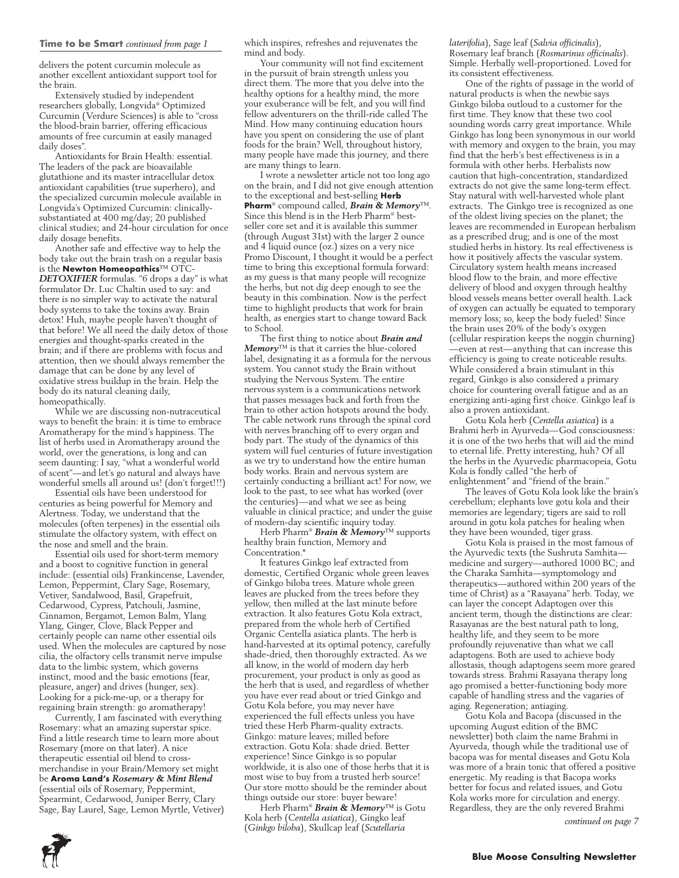**Time to be Smart** *continued from page 1*

delivers the potent curcumin molecule as another excellent antioxidant support tool for the brain.

Extensively studied by independent researchers globally, Longvida® Optimized Curcumin (Verdure Sciences) is able to "cross the blood-brain barrier, offering efficacious amounts of free curcumin at easily managed daily doses".

Antioxidants for Brain Health: essential. The leaders of the pack are bioavailable glutathione and its master intracellular detox antioxidant capabilities (true superhero), and the specialized curcumin molecule available in Longvida's Optimized Curcumin: clinically-substantiated at 400 mg/day; 20 published clinical studies; and 24-hour circulation for once daily dosage benefits.

Another safe and effective way to help the body take out the brain trash on a regular basis is the **Newton Homeopathics**™ OTC-*DETOXIFIER* formulas. "6 drops a day" is what formulator Dr. Luc Chaltin used to say: and there is no simpler way to activate the natural body systems to take the toxins away. Brain detox! Huh, maybe people haven't thought of that before! We all need the daily detox of those energies and thought-sparks created in the brain; and if there are problems with focus and attention, then we should always remember the damage that can be done by any level of oxidative stress buildup in the brain. Help the body do its natural cleaning daily, homeopathically.

While we are discussing non-nutraceutical ways to benefit the brain: it is time to embrace Aromatherapy for the mind's happiness. The list of herbs used in Aromatherapy around the world, over the generations, is long and can seem daunting: I say, "what a wonderful world of scent"—and let's go natural and always have wonderful smells all around us! (don't forget!!!)

Essential oils have been understood for centuries as being powerful for Memory and Alertness. Today, we understand that the molecules (often terpenes) in the essential oils stimulate the olfactory system, with effect on the nose and smell and the brain.

Essential oils used for short-term memory and a boost to cognitive function in general include: (essential oils) Frankincense, Lavender, Lemon, Peppermint, Clary Sage, Rosemary, Vetiver, Sandalwood, Basil, Grapefruit, Cedarwood, Cypress, Patchouli, Jasmine, Cinnamon, Bergamot, Lemon Balm, Ylang Ylang, Ginger, Clove, Black Pepper and certainly people can name other essential oils used. When the molecules are captured by nose cilia, the olfactory cells transmit nerve impulse data to the limbic system, which governs instinct, mood and the basic emotions (fear, pleasure, anger) and drives (hunger, sex). Looking for a pick-me-up, or a therapy for regaining brain strength: go aromatherapy!

Currently, I am fascinated with everything Rosemary: what an amazing superstar spice. Find a little research time to learn more about Rosemary (more on that later). A nice therapeutic essential oil blend to cross-merchandise in your Brain/Memory set might be **Aroma Land's** ***Rosemary & Mint Blend*** (essential oils of Rosemary, Peppermint, Spearmint, Cedarwood, Juniper Berry, Clary Sage, Bay Laurel, Sage, Lemon Myrtle, Vetiver) which inspires, refreshes and rejuvenates the mind and body.

Your community will not find excitement in the pursuit of brain strength unless you direct them. The more that you delve into the healthy options for a healthy mind, the more your exuberance will be felt, and you will find fellow adventurers on the thrill-ride called The Mind. How many continuing education hours have you spent on considering the use of plant foods for the brain? Well, throughout history, many people have made this journey, and there are many things to learn.

I wrote a newsletter article not too long ago on the brain, and I did not give enough attention to the exceptional and best-selling **Herb Pharm**® compound called, ***Brain & Memory***™. Since this blend is in the Herb Pharm® best-seller core set and it is available this summer (through August 31st) with the larger 2 ounce and 4 liquid ounce (oz.) sizes on a very nice Promo Discount, I thought it would be a perfect time to bring this exceptional formula forward: as my guess is that many people will recognize the herbs, but not dig deep enough to see the beauty in this combination. Now is the perfect time to highlight products that work for brain health, as energies start to change toward Back to School.

The first thing to notice about ***Brain and Memory***™ is that it carries the blue-colored label, designating it as a formula for the nervous system. You cannot study the Brain without studying the Nervous System. The entire nervous system is a communications network that passes messages back and forth from the brain to other action hotspots around the body. The cable network runs through the spinal cord with nerves branching off to every organ and body part. The study of the dynamics of this system will fuel centuries of future investigation as we try to understand how the entire human body works. Brain and nervous system are certainly conducting a brilliant act! For now, we look to the past, to see what has worked (over the centuries)—and what we see as being valuable in clinical practice; and under the guise of modern-day scientific inquiry today.

Herb Pharm® ***Brain & Memory***™ supports healthy brain function, Memory and Concentration.*

It features Ginkgo leaf extracted from domestic, Certified Organic whole green leaves of Ginkgo biloba trees. Mature whole green leaves are plucked from the trees before they yellow, then milled at the last minute before extraction. It also features Gotu Kola extract, prepared from the whole herb of Certified Organic Centella asiatica plants. The herb is hand-harvested at its optimal potency, carefully shade-dried, then thoroughly extracted. As we all know, in the world of modern day herb procurement, your product is only as good as the herb that is used, and regardless of whether you have ever read about or tried Ginkgo and Gotu Kola before, you may never have experienced the full effects unless you have tried these Herb Pharm-quality extracts. Ginkgo: mature leaves; milled before extraction. Gotu Kola: shade dried. Better experience! Since Ginkgo is so popular worldwide, it is also one of those herbs that it is most wise to buy from a trusted herb source! Our store motto should be the reminder about things outside our store: buyer beware!

Herb Pharm® ***Brain & Memory***™ is Gotu Kola herb (*Centella asiatica*), Gingko leaf (*Ginkgo biloba*), Skullcap leaf (*Scutellaria laterifolia*), Sage leaf (*Salvia officinalis*), Rosemary leaf branch (*Rosmarinus officinalis*). Simple. Herbally well-proportioned. Loved for its consistent effectiveness.

One of the rights of passage in the world of natural products is when the newbie says Ginkgo biloba outloud to a customer for the first time. They know that these two cool sounding words carry great importance. While Ginkgo has long been synonymous in our world with memory and oxygen to the brain, you may find that the herb's best effectiveness is in a formula with other herbs. Herbalists now caution that high-concentration, standardized extracts do not give the same long-term effect. Stay natural with well-harvested whole plant extracts. The Ginkgo tree is recognized as one of the oldest living species on the planet; the leaves are recommended in European herbalism as a prescribed drug; and is one of the most studied herbs in history. Its real effectiveness is how it positively affects the vascular system. Circulatory system health means increased blood flow to the brain, and more effective delivery of blood and oxygen through healthy blood vessels means better overall health. Lack of oxygen can actually be equated to temporary memory loss; so, keep the body fueled! Since the brain uses 20% of the body's oxygen (cellular respiration keeps the noggin churning)—even at rest—anything that can increase this efficiency is going to create noticeable results. While considered a brain stimulant in this regard, Ginkgo is also considered a primary choice for countering overall fatigue and as an energizing anti-aging first choice. Ginkgo leaf is also a proven antioxidant.

Gotu Kola herb (*Centella asiatica*) is a Brahmi herb in Ayurveda—God consciousness: it is one of the two herbs that will aid the mind to eternal life. Pretty interesting, huh? Of all the herbs in the Ayurvedic pharmacopeia, Gotu Kola is fondly called "the herb of enlightenment" and "friend of the brain."

The leaves of Gotu Kola look like the brain's cerebellum; elephants love gotu kola and their memories are legendary; tigers are said to roll around in gotu kola patches for healing when they have been wounded, tiger grass.

Gotu Kola is praised in the most famous of the Ayurvedic texts (the Sushruta Samhita—medicine and surgery—authored 1000 BC; and the Charaka Samhita—symptomology and therapeutics—authored within 200 years of the time of Christ) as a "Rasayana" herb. Today, we can layer the concept Adaptogen over this ancient term, though the distinctions are clear: Rasayanas are the best natural path to long, healthy life, and they seem to be more profoundly rejuvenative than what we call adaptogens. Both are used to achieve body allostasis, though adaptogens seem more geared towards stress. Brahmi Rasayana therapy long ago promised a better-functioning body more capable of handling stress and the vagaries of aging. Regeneration; antiaging.

Gotu Kola and Bacopa (discussed in the upcoming August edition of the BMC newsletter) both claim the name Brahmi in Ayurveda, though while the traditional use of bacopa was for mental diseases and Gotu Kola was more of a brain tonic that offered a positive energetic. My reading is that Bacopa works better for focus and related issues, and Gotu Kola works more for circulation and energy. Regardless, they are the only revered Brahmi

*continued on page 7*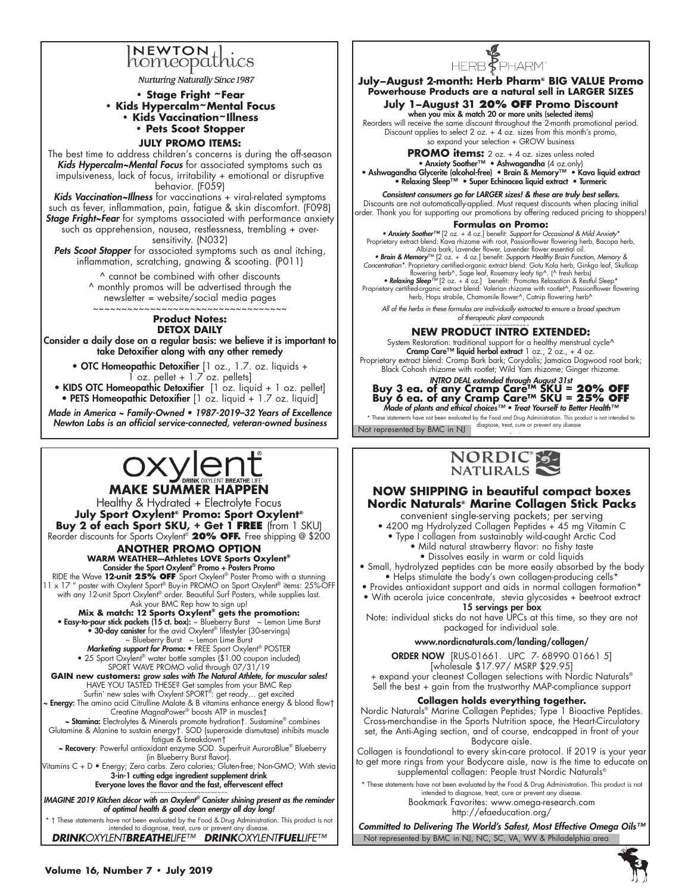# NEWTON homeopathics

*Nurturing Naturally Since 1987*

**• Stage Fright ~Fear**
**• Kids Hypercalm~Mental Focus**
**• Kids Vaccination~Illness**
**• Pets Scoot Stopper**

### JULY PROMO ITEMS:

The best time to address children's concerns is during the off-season ***Kids Hypercalm~Mental Focus*** for associated symptoms such as impulsiveness, lack of focus, irritability + emotional or disruptive behavior. (F059)

***Kids Vaccination~Illness*** for vaccinations + viral-related symptoms such as fever, inflammation, pain, fatigue & skin discomfort. (F098)

***Stage Fright~Fear*** for symptoms associated with performance anxiety such as apprehension, nausea, restlessness, trembling + over-sensitivity. (N032)

***Pets Scoot Stopper*** for associated symptoms such as anal itching, inflammation, scratching, gnawing & scooting. (P011)

^ cannot be combined with other discounts
^ monthly promos will be advertised through the newsletter = website/social media pages

~~~~~~~~~~~~~~~~~~~~~~~~~~~~~~~~~~~~

### Product Notes:
### DETOX DAILY

**Consider a daily dose on a regular basis: we believe it is important to take Detoxifier along with any other remedy**

- **OTC Homeopathic Detoxifier** [1 oz., 1.7. oz. liquids + 1 oz. pellet + 1.7 oz. pellets]
- **KIDS OTC Homeopathic Detoxifier** [1 oz. liquid + 1 oz. pellet]
- **PETS Homeopathic Detoxifier** [1 oz. liquid + 1.7 oz. liquid]

***Made in America ~ Family-Owned • 1987-2019–32 Years of Excellence***
***Newton Labs is an official service-connected, veteran-owned business***

---

# HERB PHARM®

**July–August 2-month: Herb Pharm® BIG VALUE Promo**
**Powerhouse Products are a natural sell in LARGER SIZES**

**July 1–August 31 20% OFF Promo Discount**
**when you mix & match 20 or more units (selected items)**

Reorders will receive the same discount throughout the 2-month promotional period. Discount applies to select 2 oz. + 4 oz. sizes from this month's promo, so expand your selection + GROW business

**PROMO items:** 2 oz. + 4 oz. sizes unless noted

**• Anxiety Soother™ • Ashwagandha** (4 oz.only)
**• Ashwagandha Glycerite (alcohol-free) • Brain & Memory™ • Kava liquid extract**
**• Relaxing Sleep™ • Super Echinacea liquid extract • Turmeric**

***Consistent consumers go for LARGER sizes! & these are truly best sellers.***
Discounts are not automatically-applied. Must request discounts when placing initial order. Thank you for supporting our promotions by offering reduced pricing to shoppers!

### Formulas on Promo:

***• Anxiety Soother™*** [2 oz. + 4 oz.] benefit: *Support for Occasional & Mild Anxiety\**
Proprietary extract blend: Kava rhizome with root, Passionflower flowering herb, Bacopa herb, Albizia bark, Lavender flower, Lavender flower essential oil.

***• Brain & Memory™*** [2 oz. + 4 oz.] benefit: *Supports Healthy Brain Function, Memory & Concentration\**. Proprietary certified-organic extract blend: Gotu Kola herb, Ginkgo leaf, Skullcap flowering herb^, Sage leaf, Rosemary leafy tip^. (^ fresh herbs)

***• Relaxing Sleep™*** [2 oz. + 4 oz.] benefit: Promotes Relaxation & Restful Sleep\*
Proprietary certified-organic extract blend: Valerian rhizome with rootlet^, Passionflower flowering herb, Hops strobile, Chamomile flower^, Catnip flowering herb^

*All of the herbs in these formulas are individually extracted to ensure a broad spectrum of therapeutic plant compounds*

### NEW PRODUCT INTRO EXTENDED:

System Restoration: traditional support for a healthy menstrual cycle^
**Cramp Care™ liquid herbal extract** 1 oz., 2 oz., + 4 oz.
Proprietary extract blend: Cramp Bark bark; Corydalis; Jamaica Dogwood root bark; Black Cohosh rhizome with rootlet; Wild Yam rhizome; Ginger rhizome.

***INTRO DEAL extended through August 31st***
**Buy 3 ea. of any Cramp Care™ SKU = 20% OFF**
**Buy 6 ea. of any Cramp Care™ SKU = 25% OFF**
***Made of plants and ethical choices™ • Treat Yourself to Better Health™***

\* These statements have not been evaluated by the Food and Drug Administration. This product is not intended to diagnose, treat, cure or prevent any disease

Not represented by BMC in NJ

---

# oxylent®

DRINK OXYLENT BREATHE LIFE®

## MAKE SUMMER HAPPEN

Healthy & Hydrated + Electrolyte Focus

**July Sport Oxylent® Promo: Sport Oxylent®**
**Buy 2 of each Sport SKU, + Get 1 FREE** (from 1 SKU)
Reorder discounts for Sports Oxylent® **20% OFF.** Free shipping @ $200

### ANOTHER PROMO OPTION

**WARM WEATHER—Athletes LOVE Sports Oxylent®**
**Consider the Sport Oxylent® Promo + Posters Promo**

RIDE the Wave **12-unit 25% OFF** Sport Oxylent® Poster Promo with a stunning 11 x 17 " poster with Oxylent Sport® Buy-in PROMO on Sport Oxylent® items: 25%-OFF with any 12-unit Sport Oxylent® order. Beautiful Surf Posters, while supplies last. Ask your BMC Rep how to sign up!

**Mix & match: 12 Sports Oxylent® gets the promotion:**

**• Easy-to-pour stick packets (15 ct. box):** ~ Blueberry Burst ~ Lemon Lime Burst
**• 30-day canister** for the avid Oxylent® lifestyler (30-servings)
~ Blueberry Burst ~ Lemon Lime Burst

***Marketing support for Promo:*** • FREE Sport Oxylent® POSTER
• 25 Sport Oxylent® water bottle samples ($1.00 coupon included)
SPORT WAVE PROMO valid through 07/31/19

**GAIN new customers:** ***grow sales with The Natural Athlete, for muscular sales!***
HAVE YOU TASTED THESE? Get samples from your BMC Rep
Surfin' new sales with Oxylent SPORT®: get ready… get excited

**~ Energy:** The amino acid Citrulline Malate & B vitamins enhance energy & blood flow† Creatine MagnaPower® boosts ATP in muscles†

**~ Stamina:** Electrolytes & Minerals promote hydration†. Sustamine® combines Glutamine & Alanine to sustain energy†. SOD (superoxide dismutase) inhibits muscle fatigue & breakdown†

**~ Recovery**: Powerful antioxidant enzyme SOD. Superfruit AuroraBlue® Blueberry (in Blueberry Burst flavor).

Vitamins C + D • Energy; Zero carbs. Zero calories; Gluten-free; Non-GMO; With stevia
**3-in-1 cutting edge ingredient supplement drink**
**Everyone loves the flavor and the fast, effervescent effect**

~~~~~~~~~~~~~~~~~~~~~

***IMAGINE 2019 Kitchen décor with an Oxylent® Canister shining present as the reminder of optimal health & good clean energy all day long!***

\* † These statements have not been evaluated by the Food & Drug Administration. This product is not intended to diagnose, treat, cure or prevent any disease.

***DRINK**OXYLENT**BREATHE**LIFE™ **DRINK**OXYLENT**FUEL**LIFE™*

---

# NORDIC NATURALS®

### NOW SHIPPING in beautiful compact boxes
### Nordic Naturals® Marine Collagen Stick Packs

convenient single-serving packets; per serving

- 4200 mg Hydrolyzed Collagen Peptides + 45 mg Vitamin C
- Type I collagen from sustainably wild-caught Arctic Cod
- Mild natural strawberry flavor: no fishy taste
- Dissolves easily in warm or cold liquids
- Small, hydrolyzed peptides can be more easily absorbed by the body
- Helps stimulate the body's own collagen-producing cells\*
- Provides antioxidant support and aids in normal collagen formation\*
- With acerola juice concentrate, stevia glycosides + beetroot extract

**15 servings per box**

Note: individual sticks do not have UPCs at this time, so they are not packaged for individual sale.

**www.nordicnaturals.com/landing/collagen/**

**ORDER NOW** [RUS-01661. UPC 7- 68990 01661 5]
[wholesale $17.97/ MSRP $29.95]
+ expand your cleanest Collagen selections with Nordic Naturals®
Sell the best + gain from the trustworthy MAP-compliance support

**Collagen holds everything together.**

Nordic Naturals® Marine Collagen Peptides; Type 1 Bioactive Peptides. Cross-merchandise in the Sports Nutrition space, the Heart-Circulatory set, the Anti-Aging section, and of course, endcapped in front of your Bodycare aisle.

Collagen is foundational to every skin-care protocol. If 2019 is your year to get more rings from your Bodycare aisle, now is the time to educate on supplemental collagen: People trust Nordic Naturals®

\* These statements have not been evaluated by the Food & Drug Administration. This product is not intended to diagnose, treat, cure or prevent any disease.

Bookmark Favorites: www.omega-research.com
http://efaeducation.org/

***Committed to Delivering The World's Safest, Most Effective Omega Oils™***

Not represented by BMC in NJ, NC, SC, VA, WV & Philadelphia area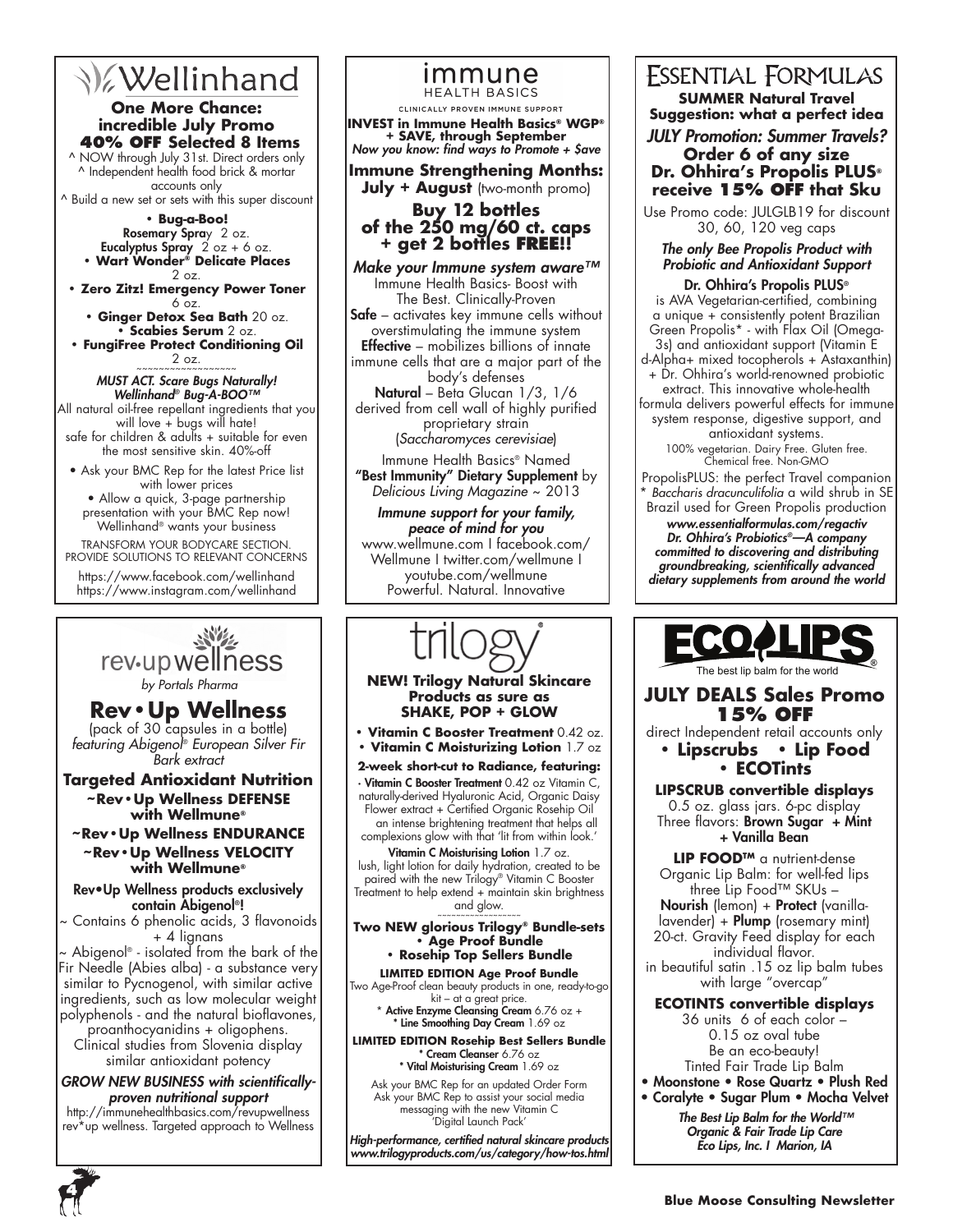# Wellinhand

**One More Chance: incredible July Promo**
**40% OFF Selected 8 Items**

^ NOW through July 31st. Direct orders only
^ Independent health food brick & mortar accounts only
^ Build a new set or sets with this super discount

- **Bug-a-Boo!**
  **Rosemary Spray** 2 oz.
  **Eucalyptus Spray** 2 oz + 6 oz.
- **Wart Wonder® Delicate Places** 2 oz.
- **Zero Zitz! Emergency Power Toner** 6 oz.
- **Ginger Detox Sea Bath** 20 oz.
- **Scabies Serum** 2 oz.
- **FungiFree Protect Conditioning Oil** 2 oz.

~~~~~~~~~~~~~~~~~~

***MUST ACT. Scare Bugs Naturally! Wellinhand® Bug-A-BOO™***

All natural oil-free repellant ingredients that you will love + bugs will hate! safe for children & adults + suitable for even the most sensitive skin. 40%-off

- Ask your BMC Rep for the latest Price list with lower prices
- Allow a quick, 3-page partnership presentation with your BMC Rep now! Wellinhand® wants your business

TRANSFORM YOUR BODYCARE SECTION. PROVIDE SOLUTIONS TO RELEVANT CONCERNS

https://www.facebook.com/wellinhand
https://www.instagram.com/wellinhand

# immune HEALTH BASICS

CLINICALLY PROVEN IMMUNE SUPPORT

**INVEST in Immune Health Basics® WGP® + SAVE, through September**
*Now you know: find ways to Promote + $ave*

**Immune Strengthening Months: July + August** (two-month promo)

## Buy 12 bottles of the 250 mg/60 ct. caps + get 2 bottles FREE!!

*Make your Immune system aware™*

Immune Health Basics- Boost with The Best. Clinically-Proven

**Safe** – activates key immune cells without overstimulating the immune system

**Effective** – mobilizes billions of innate immune cells that are a major part of the body's defenses

**Natural** – Beta Glucan 1/3, 1/6 derived from cell wall of highly purified proprietary strain (*Saccharomyces cerevisiae*)

Immune Health Basics® Named **"Best Immunity" Dietary Supplement** by *Delicious Living Magazine* ~ 2013

***Immune support for your family, peace of mind for you***

www.wellmune.com I facebook.com/Wellmune I twitter.com/wellmune I youtube.com/wellmune
Powerful. Natural. Innovative

# Essential Formulas

**SUMMER Natural Travel Suggestion: what a perfect idea**

***JULY Promotion: Summer Travels?***
**Order 6 of any size Dr. Ohhira's Propolis PLUS® receive 15% OFF that Sku**

Use Promo code: JULGLB19 for discount 30, 60, 120 veg caps

***The only Bee Propolis Product with Probiotic and Antioxidant Support***

**Dr. Ohhira's Propolis PLUS®** is AVA Vegetarian-certified, combining a unique + consistently potent Brazilian Green Propolis* - with Flax Oil (Omega-3s) and antioxidant support (Vitamin E d-Alpha+ mixed tocopherols + Astaxanthin) + Dr. Ohhira's world-renowned probiotic extract. This innovative whole-health formula delivers powerful effects for immune system response, digestive support, and antioxidant systems.

100% vegetarian. Dairy Free. Gluten free. Chemical free. Non-GMO

PropolisPLUS: the perfect Travel companion

* *Baccharis dracunculifolia* a wild shrub in SE Brazil used for Green Propolis production

***www.essentialformulas.com/regactiv***
***Dr. Ohhira's Probiotics®—A company committed to discovering and distributing groundbreaking, scientifically advanced dietary supplements from around the world***

# rev·upwellness

*by Portals Pharma*

## Rev•Up Wellness

(pack of 30 capsules in a bottle)
*featuring Abigenol® European Silver Fir Bark extract*

**Targeted Antioxidant Nutrition**

**~Rev•Up Wellness DEFENSE with Wellmune®**
**~Rev•Up Wellness ENDURANCE**
**~Rev•Up Wellness VELOCITY with Wellmune®**

**Rev•Up Wellness products exclusively contain Abigenol®!**

~ Contains 6 phenolic acids, 3 flavonoids + 4 lignans

~ Abigenol® - isolated from the bark of the Fir Needle (Abies alba) - a substance very similar to Pycnogenol, with similar active ingredients, such as low molecular weight polyphenols - and the natural bioflavones, proanthocyanidins + oligophens. Clinical studies from Slovenia display similar antioxidant potency

***GROW NEW BUSINESS with scientifically-proven nutritional support***

http://immunehealthbasics.com/revupwellness
rev*up wellness. Targeted approach to Wellness

# trilogy

**NEW! Trilogy Natural Skincare Products as sure as SHAKE, POP + GLOW**

- **Vitamin C Booster Treatment** 0.42 oz.
- **Vitamin C Moisturizing Lotion** 1.7 oz

**2-week short-cut to Radiance, featuring:**

· **Vitamin C Booster Treatment** 0.42 oz Vitamin C, naturally-derived Hyaluronic Acid, Organic Daisy Flower extract + Certified Organic Rosehip Oil an intense brightening treatment that helps all complexions glow with that 'lit from within look.'

**Vitamin C Moisturising Lotion** 1.7 oz. lush, light lotion for daily hydration, created to be paired with the new Trilogy® Vitamin C Booster Treatment to help extend + maintain skin brightness and glow.

~~~~~~~~~~~~~~~~~~

**Two NEW glorious Trilogy® Bundle-sets**
- **Age Proof Bundle**
- **Rosehip Top Sellers Bundle**

**LIMITED EDITION Age Proof Bundle**
Two Age-Proof clean beauty products in one, ready-to-go kit – at a great price.
* **Active Enzyme Cleansing Cream** 6.76 oz +
* **Line Smoothing Day Cream** 1.69 oz

**LIMITED EDITION Rosehip Best Sellers Bundle**
* **Cream Cleanser** 6.76 oz
* **Vital Moisturising Cream** 1.69 oz

Ask your BMC Rep for an updated Order Form
Ask your BMC Rep to assist your social media messaging with the new Vitamin C 'Digital Launch Pack'

***High-performance, certified natural skincare products***
***www.trilogyproducts.com/us/category/how-tos.html***

# ECO LIPS

The best lip balm for the world

## JULY DEALS Sales Promo 15% OFF

direct Independent retail accounts only

- **Lipscrubs**
- **Lip Food**
- **ECOTints**

**LIPSCRUB convertible displays**
0.5 oz. glass jars. 6-pc display
Three flavors: **Brown Sugar + Mint + Vanilla Bean**

**LIP FOOD™** a nutrient-dense Organic Lip Balm: for well-fed lips three Lip Food™ SKUs – **Nourish** (lemon) + **Protect** (vanilla-lavender) + **Plump** (rosemary mint)
20-ct. Gravity Feed display for each individual flavor.
in beautiful satin .15 oz lip balm tubes with large "overcap"

**ECOTINTS convertible displays**
36 units 6 of each color – 0.15 oz oval tube
Be an eco-beauty!
Tinted Fair Trade Lip Balm

- **Moonstone** • **Rose Quartz** • **Plush Red**
- **Coralyte** • **Sugar Plum** • **Mocha Velvet**

***The Best Lip Balm for the World™***
***Organic & Fair Trade Lip Care***
***Eco Lips, Inc. I Marion, IA***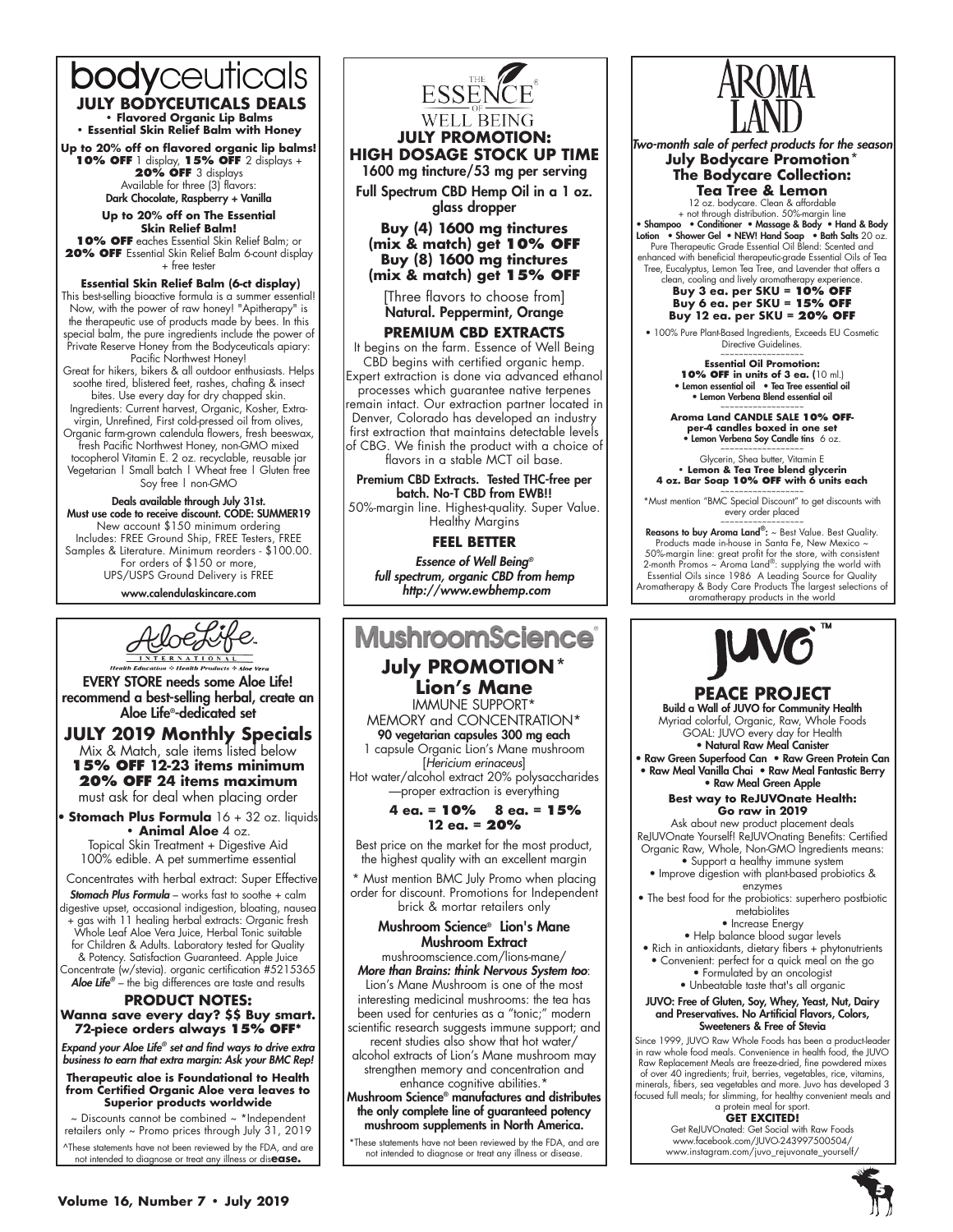# bodyceuticals

## JULY BODYCEUTICALS DEALS

**• Flavored Organic Lip Balms**
**• Essential Skin Relief Balm with Honey**

**Up to 20% off on flavored organic lip balms!**
**10% OFF** 1 display, **15% OFF** 2 displays + **20% OFF** 3 displays
Available for three (3) flavors:
Dark Chocolate, Raspberry + Vanilla

**Up to 20% off on The Essential Skin Relief Balm!**
**10% OFF** eaches Essential Skin Relief Balm; or **20% OFF** Essential Skin Relief Balm 6-count display + free tester

**Essential Skin Relief Balm (6-ct display)**
This best-selling bioactive formula is a summer essential! Now, with the power of raw honey! "Apitherapy" is the therapeutic use of products made by bees. In this special balm, the pure ingredients include the power of Private Reserve Honey from the Bodyceuticals apiary: Pacific Northwest Honey!
Great for hikers, bikers & all outdoor enthusiasts. Helps soothe tired, blistered feet, rashes, chafing & insect bites. Use every day for dry chapped skin.
Ingredients: Current harvest, Organic, Kosher, Extra-virgin, Unrefined, First cold-pressed oil from olives, Organic farm-grown calendula flowers, fresh beeswax, fresh Pacific Northwest Honey, non-GMO mixed tocopherol Vitamin E. 2 oz. recyclable, reusable jar
Vegetarian | Small batch | Wheat free | Gluten free
Soy free | non-GMO

**Deals available through July 31st.**
**Must use code to receive discount. CODE: SUMMER19**
New account $150 minimum ordering
Includes: FREE Ground Ship, FREE Testers, FREE Samples & Literature. Minimum reorders - $100.00.
For orders of $150 or more,
UPS/USPS Ground Delivery is FREE

**www.calendulaskincare.com**

---

# THE ESSENCE OF WELL BEING

## JULY PROMOTION: HIGH DOSAGE STOCK UP TIME

1600 mg tincture/53 mg per serving

Full Spectrum CBD Hemp Oil in a 1 oz. glass dropper

**Buy (4) 1600 mg tinctures (mix & match) get 10% OFF**
**Buy (8) 1600 mg tinctures (mix & match) get 15% OFF**

[Three flavors to choose from]
Natural. Peppermint, Orange

**PREMIUM CBD EXTRACTS**

It begins on the farm. Essence of Well Being CBD begins with certified organic hemp. Expert extraction is done via advanced ethanol processes which guarantee native terpenes remain intact. Our extraction partner located in Denver, Colorado has developed an industry first extraction that maintains detectable levels of CBG. We finish the product with a choice of flavors in a stable MCT oil base.

Premium CBD Extracts. Tested THC-free per batch. No-T CBD from EWB!!
50%-margin line. Highest-quality. Super Value. Healthy Margins

**FEEL BETTER**

*Essence of Well Being® full spectrum, organic CBD from hemp*
*http://www.ewbhemp.com*

---

# AROMA LAND

*Two-month sale of perfect products for the season*

## July Bodycare Promotion*

### The Bodycare Collection: Tea Tree & Lemon

12 oz. bodycare. Clean & affordable + not through distribution. 50%-margin line
• Shampoo • Conditioner • Massage & Body • Hand & Body Lotion • Shower Gel • NEW! Hand Soap • Bath Salts 20 oz.
Pure Therapeutic Grade Essential Oil Blend: Scented and enhanced with beneficial therapeutic-grade Essential Oils of Tea Tree, Eucalyptus, Lemon Tea Tree, and Lavender that offers a clean, cooling and lively aromatherapy experience.

**Buy 3 ea. per SKU = 10% OFF**
**Buy 6 ea. per SKU = 15% OFF**
**Buy 12 ea. per SKU = 20% OFF**

• 100% Pure Plant-Based Ingredients, Exceeds EU Cosmetic Directive Guidelines.

**Essential Oil Promotion:**
**10% OFF in units of 3 ea.** (10 ml.)
• Lemon essential oil • Tea Tree essential oil
• Lemon Verbena Blend essential oil

**Aroma Land CANDLE SALE 10% OFF-per-4 candles boxed in one set**
• Lemon Verbena Soy Candle tins 6 oz.

Glycerin, Shea butter, Vitamin E
**• Lemon & Tea Tree blend glycerin**
**4 oz. Bar Soap 10% OFF with 6 units each**

*Must mention "BMC Special Discount" to get discounts with every order placed

**Reasons to buy Aroma Land®:** ~ Best Value. Best Quality. Products made in-house in Santa Fe, New Mexico ~ 50%-margin line: great profit for the store, with consistent 2-month Promos ~ Aroma Land®: supplying the world with Essential Oils since 1986 A Leading Source for Quality Aromatherapy & Body Care Products The largest selections of aromatherapy products in the world

---

# AloeLife INTERNATIONAL

Health Education ◇ Health Products ◇ Aloe Vera

**EVERY STORE needs some Aloe Life! recommend a best-selling herbal, create an Aloe Life®-dedicated set**

## JULY 2019 Monthly Specials

Mix & Match, sale items listed below
**15% OFF 12-23 items minimum**
**20% OFF 24 items maximum**
must ask for deal when placing order

**• Stomach Plus Formula** 16 + 32 oz. liquids
**• Animal Aloe** 4 oz.
Topical Skin Treatment + Digestive Aid
100% edible. A pet summertime essential

Concentrates with herbal extract: Super Effective
***Stomach Plus Formula*** – works fast to soothe + calm digestive upset, occasional indigestion, bloating, nausea + gas with 11 healing herbal extracts: Organic fresh Whole Leaf Aloe Vera Juice, Herbal Tonic suitable for Children & Adults. Laboratory tested for Quality & Potency. Satisfaction Guaranteed. Apple Juice Concentrate (w/stevia). organic certification #5215365
***Aloe Life®*** – the big differences are taste and results

**PRODUCT NOTES:**
**Wanna save every day? $$ Buy smart. 72-piece orders always 15% OFF***

*Expand your Aloe Life® set and find ways to drive extra business to earn that extra margin: Ask your BMC Rep!*

**Therapeutic aloe is Foundational to Health from Certified Organic Aloe vera leaves to Superior products worldwide**

~ Discounts cannot be combined ~ *Independent retailers only ~ Promo prices through July 31, 2019

^These statements have not been reviewed by the FDA, and are not intended to diagnose or treat any illness or dis**ease.**

---

# MushroomScience®

## July PROMOTION*

### Lion's Mane

IMMUNE SUPPORT*
MEMORY and CONCENTRATION*
**90 vegetarian capsules 300 mg each**
1 capsule Organic Lion's Mane mushroom [*Hericium erinaceus*]
Hot water/alcohol extract 20% polysaccharides —proper extraction is everything

**4 ea. = 10% 8 ea. = 15%**
**12 ea. = 20%**

Best price on the market for the most product, the highest quality with an excellent margin

* Must mention BMC July Promo when placing order for discount. Promotions for Independent brick & mortar retailers only

**Mushroom Science® Lion's Mane Mushroom Extract**
mushroomscience.com/lions-mane/
***More than Brains: think Nervous System too***:
Lion's Mane Mushroom is one of the most interesting medicinal mushrooms: the tea has been used for centuries as a "tonic;" modern scientific research suggests immune support; and recent studies also show that hot water/alcohol extracts of Lion's Mane mushroom may strengthen memory and concentration and enhance cognitive abilities.*

**Mushroom Science® manufactures and distributes the only complete line of guaranteed potency mushroom supplements in North America.**

*These statements have not been reviewed by the FDA, and are not intended to diagnose or treat any illness or disease.

---

# JUVO™

## PEACE PROJECT

**Build a Wall of JUVO for Community Health**
Myriad colorful, Organic, Raw, Whole Foods
GOAL: JUVO every day for Health
**• Natural Raw Meal Canister**
**• Raw Green Superfood Can • Raw Green Protein Can**
**• Raw Meal Vanilla Chai • Raw Meal Fantastic Berry**
**• Raw Meal Green Apple**

**Best way to ReJUVOnate Health: Go raw in 2019**

Ask about new product placement deals
ReJUVOnate Yourself! ReJUVOnating Benefits: Certified Organic Raw, Whole, Non-GMO Ingredients means:
• Support a healthy immune system
• Improve digestion with plant-based probiotics & enzymes
• The best food for the probiotics: superhero postbiotic metabiolites
• Increase Energy
• Help balance blood sugar levels
• Rich in antioxidants, dietary fibers + phytonutrients
• Convenient: perfect for a quick meal on the go
• Formulated by an oncologist
• Unbeatable taste that's all organic

**JUVO: Free of Gluten, Soy, Whey, Yeast, Nut, Dairy and Preservatives. No Artificial Flavors, Colors, Sweeteners & Free of Stevia**

Since 1999, JUVO Raw Whole Foods has been a product-leader in raw whole food meals. Convenience in health food, the JUVO Raw Replacement Meals are freeze-dried, fine powdered mixes of over 40 ingredients; fruit, berries, vegetables, rice, vitamins, minerals, fibers, sea vegetables and more. Juvo has developed 3 focused full meals; for slimming, for healthy convenient meals and a protein meal for sport.

**GET EXCITED!**

Get ReJUVOnated: Get Social with Raw Foods
www.facebook.com/JUVO-243997500504/
www.instagram.com/juvo_rejuvonate_yourself/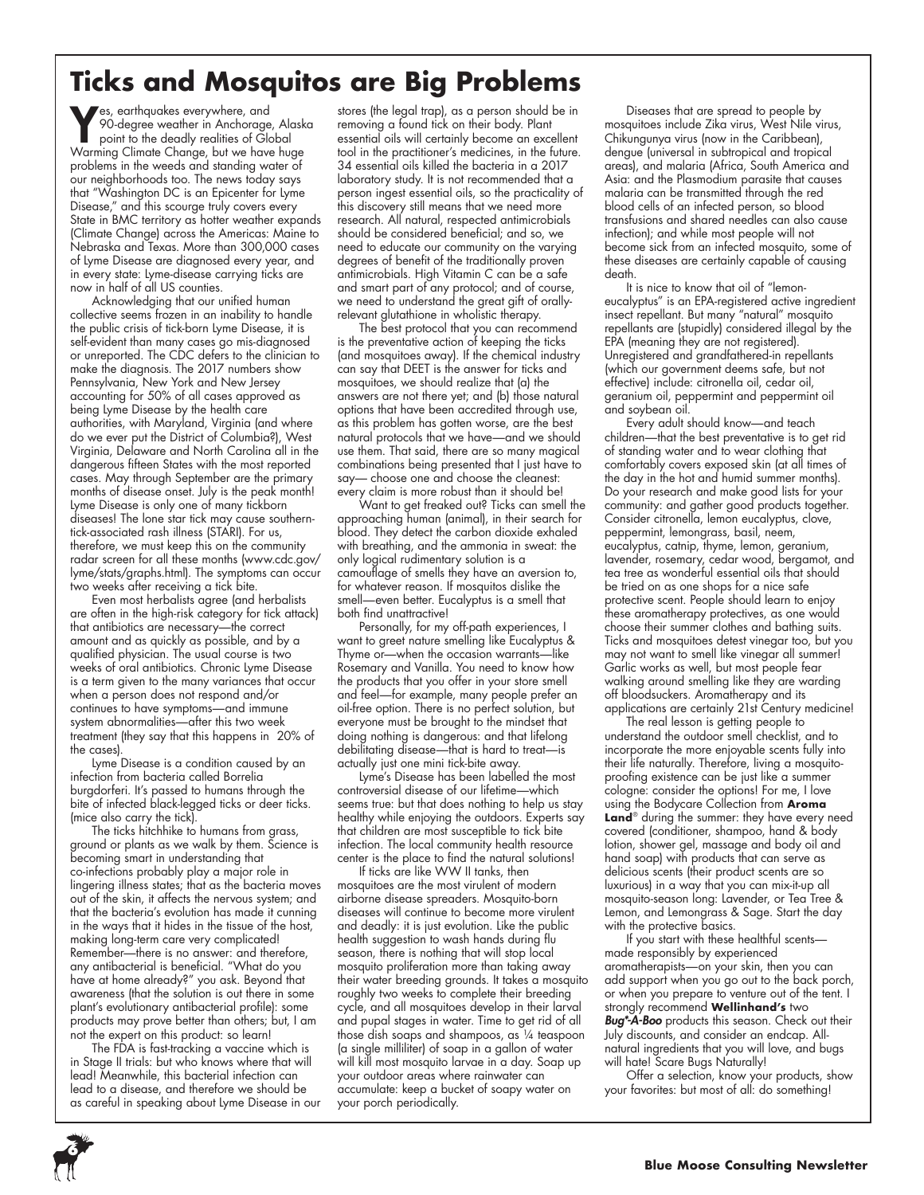# Ticks and Mosquitos are Big Problems

Yes, earthquakes everywhere, and 90-degree weather in Anchorage, Alaska point to the deadly realities of Global Warming Climate Change, but we have huge problems in the weeds and standing water of our neighborhoods too. The news today says that "Washington DC is an Epicenter for Lyme Disease," and this scourge truly covers every State in BMC territory as hotter weather expands (Climate Change) across the Americas: Maine to Nebraska and Texas. More than 300,000 cases of Lyme Disease are diagnosed every year, and in every state: Lyme-disease carrying ticks are now in half of all US counties.

Acknowledging that our unified human collective seems frozen in an inability to handle the public crisis of tick-born Lyme Disease, it is self-evident than many cases go mis-diagnosed or unreported. The CDC defers to the clinician to make the diagnosis. The 2017 numbers show Pennsylvania, New York and New Jersey accounting for 50% of all cases approved as being Lyme Disease by the health care authorities, with Maryland, Virginia (and where do we ever put the District of Columbia?), West Virginia, Delaware and North Carolina all in the dangerous fifteen States with the most reported cases. May through September are the primary months of disease onset. July is the peak month! Lyme Disease is only one of many tickborn diseases! The lone star tick may cause southern-tick-associated rash illness (STARI). For us, therefore, we must keep this on the community radar screen for all these months (www.cdc.gov/lyme/stats/graphs.html). The symptoms can occur two weeks after receiving a tick bite.

Even most herbalists agree (and herbalists are often in the high-risk category for tick attack) that antibiotics are necessary—the correct amount and as quickly as possible, and by a qualified physician. The usual course is two weeks of oral antibiotics. Chronic Lyme Disease is a term given to the many variances that occur when a person does not respond and/or continues to have symptoms—and immune system abnormalities—after this two week treatment (they say that this happens in 20% of the cases).

Lyme Disease is a condition caused by an infection from bacteria called Borrelia burgdorferi. It's passed to humans through the bite of infected black-legged ticks or deer ticks. (mice also carry the tick).

The ticks hitchhike to humans from grass, ground or plants as we walk by them. Science is becoming smart in understanding that co-infections probably play a major role in lingering illness states; that as the bacteria moves out of the skin, it affects the nervous system; and that the bacteria's evolution has made it cunning in the ways that it hides in the tissue of the host, making long-term care very complicated! Remember—there is no answer: and therefore, any antibacterial is beneficial. "What do you have at home already?" you ask. Beyond that awareness (that the solution is out there in some plant's evolutionary antibacterial profile): some products may prove better than others; but, I am not the expert on this product: so learn!

The FDA is fast-tracking a vaccine which is in Stage II trials: but who knows where that will lead! Meanwhile, this bacterial infection can lead to a disease, and therefore we should be as careful in speaking about Lyme Disease in our stores (the legal trap), as a person should be in removing a found tick on their body. Plant essential oils will certainly become an excellent tool in the practitioner's medicines, in the future. 34 essential oils killed the bacteria in a 2017 laboratory study. It is not recommended that a person ingest essential oils, so the practicality of this discovery still means that we need more research. All natural, respected antimicrobials should be considered beneficial; and so, we need to educate our community on the varying degrees of benefit of the traditionally proven antimicrobials. High Vitamin C can be a safe and smart part of any protocol; and of course, we need to understand the great gift of orally-relevant glutathione in wholistic therapy.

The best protocol that you can recommend is the preventative action of keeping the ticks (and mosquitoes away). If the chemical industry can say that DEET is the answer for ticks and mosquitoes, we should realize that (a) the answers are not there yet; and (b) those natural options that have been accredited through use, as this problem has gotten worse, are the best natural protocols that we have—and we should use them. That said, there are so many magical combinations being presented that I just have to say— choose one and choose the cleanest: every claim is more robust than it should be!

Want to get freaked out? Ticks can smell the approaching human (animal), in their search for blood. They detect the carbon dioxide exhaled with breathing, and the ammonia in sweat: the only logical rudimentary solution is a camouflage of smells they have an aversion to, for whatever reason. If mosquitos dislike the smell—even better. Eucalyptus is a smell that both find unattractive!

Personally, for my off-path experiences, I want to greet nature smelling like Eucalyptus & Thyme or—when the occasion warrants—like Rosemary and Vanilla. You need to know how the products that you offer in your store smell and feel—for example, many people prefer an oil-free option. There is no perfect solution, but everyone must be brought to the mindset that doing nothing is dangerous: and that lifelong debilitating disease—that is hard to treat—is actually just one mini tick-bite away.

Lyme's Disease has been labelled the most controversial disease of our lifetime—which seems true: but that does nothing to help us stay healthy while enjoying the outdoors. Experts say that children are most susceptible to tick bite infection. The local community health resource center is the place to find the natural solutions!

If ticks are like WW II tanks, then mosquitoes are the most virulent of modern airborne disease spreaders. Mosquito-born diseases will continue to become more virulent and deadly: it is just evolution. Like the public health suggestion to wash hands during flu season, there is nothing that will stop local mosquito proliferation more than taking away their water breeding grounds. It takes a mosquito roughly two weeks to complete their breeding cycle, and all mosquitoes develop in their larval and pupal stages in water. Time to get rid of all those dish soaps and shampoos, as ¼ teaspoon (a single milliliter) of soap in a gallon of water will kill most mosquito larvae in a day. Soap up your outdoor areas where rainwater can accumulate: keep a bucket of soapy water on your porch periodically.

Diseases that are spread to people by mosquitoes include Zika virus, West Nile virus, Chikungunya virus (now in the Caribbean), dengue (universal in subtropical and tropical areas), and malaria (Africa, South America and Asia: and the Plasmodium parasite that causes malaria can be transmitted through the red blood cells of an infected person, so blood transfusions and shared needles can also cause infection); and while most people will not become sick from an infected mosquito, some of these diseases are certainly capable of causing death.

It is nice to know that oil of "lemon-eucalyptus" is an EPA-registered active ingredient insect repellant. But many "natural" mosquito repellants are (stupidly) considered illegal by the EPA (meaning they are not registered). Unregistered and grandfathered-in repellants (which our government deems safe, but not effective) include: citronella oil, cedar oil, geranium oil, peppermint and peppermint oil and soybean oil.

Every adult should know—and teach children—that the best preventative is to get rid of standing water and to wear clothing that comfortably covers exposed skin (at all times of the day in the hot and humid summer months). Do your research and make good lists for your community: and gather good products together. Consider citronella, lemon eucalyptus, clove, peppermint, lemongrass, basil, neem, eucalyptus, catnip, thyme, lemon, geranium, lavender, rosemary, cedar wood, bergamot, and tea tree as wonderful essential oils that should be tried on as one shops for a nice safe protective scent. People should learn to enjoy these aromatherapy protectives, as one would choose their summer clothes and bathing suits. Ticks and mosquitoes detest vinegar too, but you may not want to smell like vinegar all summer! Garlic works as well, but most people fear walking around smelling like they are warding off bloodsuckers. Aromatherapy and its applications are certainly 21st Century medicine!

The real lesson is getting people to understand the outdoor smell checklist, and to incorporate the more enjoyable scents fully into their life naturally. Therefore, living a mosquito-proofing existence can be just like a summer cologne: consider the options! For me, I love using the Bodycare Collection from **Aroma Land**® during the summer: they have every need covered (conditioner, shampoo, hand & body lotion, shower gel, massage and body oil and hand soap) with products that can serve as delicious scents (their product scents are so luxurious) in a way that you can mix-it-up all mosquito-season long: Lavender, or Tea Tree & Lemon, and Lemongrass & Sage. Start the day with the protective basics.

If you start with these healthful scents—made responsibly by experienced aromatherapists—on your skin, then you can add support when you go out to the back porch, or when you prepare to venture out of the tent. I strongly recommend **Wellinhand's** two ***Bug®-A-Boo*** products this season. Check out their July discounts, and consider an endcap. All-natural ingredients that you will love, and bugs will hate! Scare Bugs Naturally!

Offer a selection, know your products, show your favorites: but most of all: do something!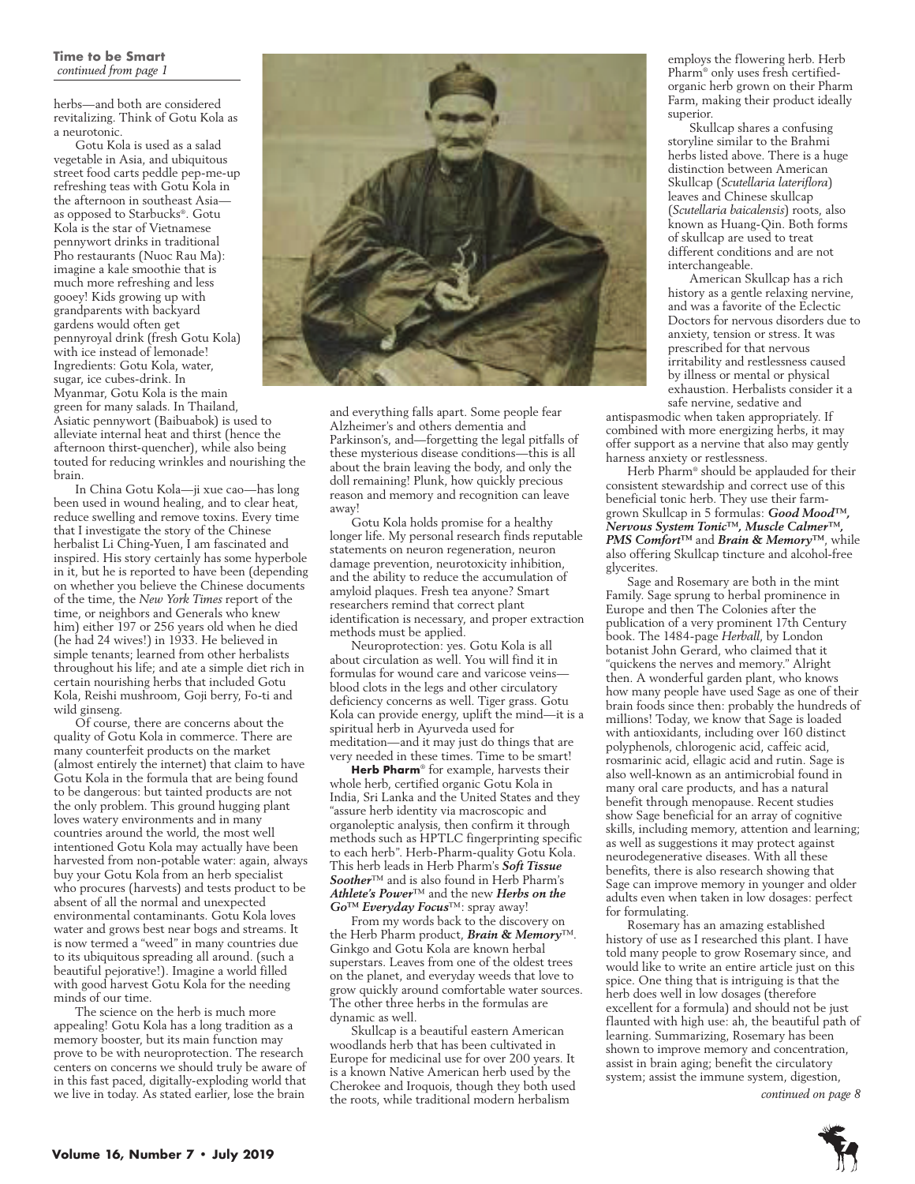**Time to be Smart**
*continued from page 1*

herbs—and both are considered revitalizing. Think of Gotu Kola as a neurotonic.

Gotu Kola is used as a salad vegetable in Asia, and ubiquitous street food carts peddle pep-me-up refreshing teas with Gotu Kola in the afternoon in southeast Asia—as opposed to Starbucks®. Gotu Kola is the star of Vietnamese pennywort drinks in traditional Pho restaurants (Nuoc Rau Ma): imagine a kale smoothie that is much more refreshing and less gooey! Kids growing up with grandparents with backyard gardens would often get pennyroyal drink (fresh Gotu Kola) with ice instead of lemonade! Ingredients: Gotu Kola, water, sugar, ice cubes-drink. In Myanmar, Gotu Kola is the main green for many salads. In Thailand, Asiatic pennywort (Baibuabok) is used to alleviate internal heat and thirst (hence the afternoon thirst-quencher), while also being touted for reducing wrinkles and nourishing the brain.

In China Gotu Kola—ji xue cao—has long been used in wound healing, and to clear heat, reduce swelling and remove toxins. Every time that I investigate the story of the Chinese herbalist Li Ching-Yuen, I am fascinated and inspired. His story certainly has some hyperbole in it, but he is reported to have been (depending on whether you believe the Chinese documents of the time, the *New York Times* report of the time, or neighbors and Generals who knew him) either 197 or 256 years old when he died (he had 24 wives!) in 1933. He believed in simple tenants; learned from other herbalists throughout his life; and ate a simple diet rich in certain nourishing herbs that included Gotu Kola, Reishi mushroom, Goji berry, Fo-ti and wild ginseng.

Of course, there are concerns about the quality of Gotu Kola in commerce. There are many counterfeit products on the market (almost entirely the internet) that claim to have Gotu Kola in the formula that are being found to be dangerous: but tainted products are not the only problem. This ground hugging plant loves watery environments and in many countries around the world, the most well intentioned Gotu Kola may actually have been harvested from non-potable water: again, always buy your Gotu Kola from an herb specialist who procures (harvests) and tests product to be absent of all the normal and unexpected environmental contaminants. Gotu Kola loves water and grows best near bogs and streams. It is now termed a "weed" in many countries due to its ubiquitous spreading all around. (such a beautiful pejorative!). Imagine a world filled with good harvest Gotu Kola for the needing minds of our time.

The science on the herb is much more appealing! Gotu Kola has a long tradition as a memory booster, but its main function may prove to be with neuroprotection. The research centers on concerns we should truly be aware of in this fast paced, digitally-exploding world that we live in today. As stated earlier, lose the brain and everything falls apart. Some people fear Alzheimer's and others dementia and Parkinson's, and—forgetting the legal pitfalls of these mysterious disease conditions—this is all about the brain leaving the body, and only the doll remaining! Plunk, how quickly precious reason and memory and recognition can leave away!

Gotu Kola holds promise for a healthy longer life. My personal research finds reputable statements on neuron regeneration, neuron damage prevention, neurotoxicity inhibition, and the ability to reduce the accumulation of amyloid plaques. Fresh tea anyone? Smart researchers remind that correct plant identification is necessary, and proper extraction methods must be applied.

Neuroprotection: yes. Gotu Kola is all about circulation as well. You will find it in formulas for wound care and varicose veins—blood clots in the legs and other circulatory deficiency concerns as well. Tiger grass. Gotu Kola can provide energy, uplift the mind—it is a spiritual herb in Ayurveda used for meditation—and it may just do things that are very needed in these times. Time to be smart!

**Herb Pharm**® for example, harvests their whole herb, certified organic Gotu Kola in India, Sri Lanka and the United States and they "assure herb identity via macroscopic and organoleptic analysis, then confirm it through methods such as HPTLC fingerprinting specific to each herb". Herb-Pharm-quality Gotu Kola. This herb leads in Herb Pharm's ***Soft Tissue Soother***™ and is also found in Herb Pharm's ***Athlete's Power***™ and the new ***Herbs on the Go***™ ***Everyday Focus***™: spray away!

From my words back to the discovery on the Herb Pharm product, ***Brain & Memory***™. Ginkgo and Gotu Kola are known herbal superstars. Leaves from one of the oldest trees on the planet, and everyday weeds that love to grow quickly around comfortable water sources. The other three herbs in the formulas are dynamic as well.

Skullcap is a beautiful eastern American woodlands herb that has been cultivated in Europe for medicinal use for over 200 years. It is a known Native American herb used by the Cherokee and Iroquois, though they both used the roots, while traditional modern herbalism employs the flowering herb. Herb Pharm® only uses fresh certified-organic herb grown on their Pharm Farm, making their product ideally superior.

Skullcap shares a confusing storyline similar to the Brahmi herbs listed above. There is a huge distinction between American Skullcap (*Scutellaria lateriflora*) leaves and Chinese skullcap (*Scutellaria baicalensis*) roots, also known as Huang-Qin. Both forms of skullcap are used to treat different conditions and are not interchangeable.

American Skullcap has a rich history as a gentle relaxing nervine, and was a favorite of the Eclectic Doctors for nervous disorders due to anxiety, tension or stress. It was prescribed for that nervous irritability and restlessness caused by illness or mental or physical exhaustion. Herbalists consider it a safe nervine, sedative and antispasmodic when taken appropriately. If combined with more energizing herbs, it may offer support as a nervine that also may gently harness anxiety or restlessness.

Herb Pharm® should be applauded for their consistent stewardship and correct use of this beneficial tonic herb. They use their farm-grown Skullcap in 5 formulas: ***Good Mood***™, ***Nervous System Tonic***™, ***Muscle Calmer***™, ***PMS Comfort***™ and ***Brain & Memory***™, while also offering Skullcap tincture and alcohol-free glycerites.

Sage and Rosemary are both in the mint Family. Sage sprung to herbal prominence in Europe and then The Colonies after the publication of a very prominent 17th Century book. The 1484-page *Herball*, by London botanist John Gerard, who claimed that it "quickens the nerves and memory." Alright then. A wonderful garden plant, who knows how many people have used Sage as one of their brain foods since then: probably the hundreds of millions! Today, we know that Sage is loaded with antioxidants, including over 160 distinct polyphenols, chlorogenic acid, caffeic acid, rosmarinic acid, ellagic acid and rutin. Sage is also well-known as an antimicrobial found in many oral care products, and has a natural benefit through menopause. Recent studies show Sage beneficial for an array of cognitive skills, including memory, attention and learning; as well as suggestions it may protect against neurodegenerative diseases. With all these benefits, there is also research showing that Sage can improve memory in younger and older adults even when taken in low dosages: perfect for formulating.

Rosemary has an amazing established history of use as I researched this plant. I have told many people to grow Rosemary since, and would like to write an entire article just on this spice. One thing that is intriguing is that the herb does well in low dosages (therefore excellent for a formula) and should not be just flaunted with high use: ah, the beautiful path of learning. Summarizing, Rosemary has been shown to improve memory and concentration, assist in brain aging; benefit the circulatory system; assist the immune system, digestion,

*continued on page 8*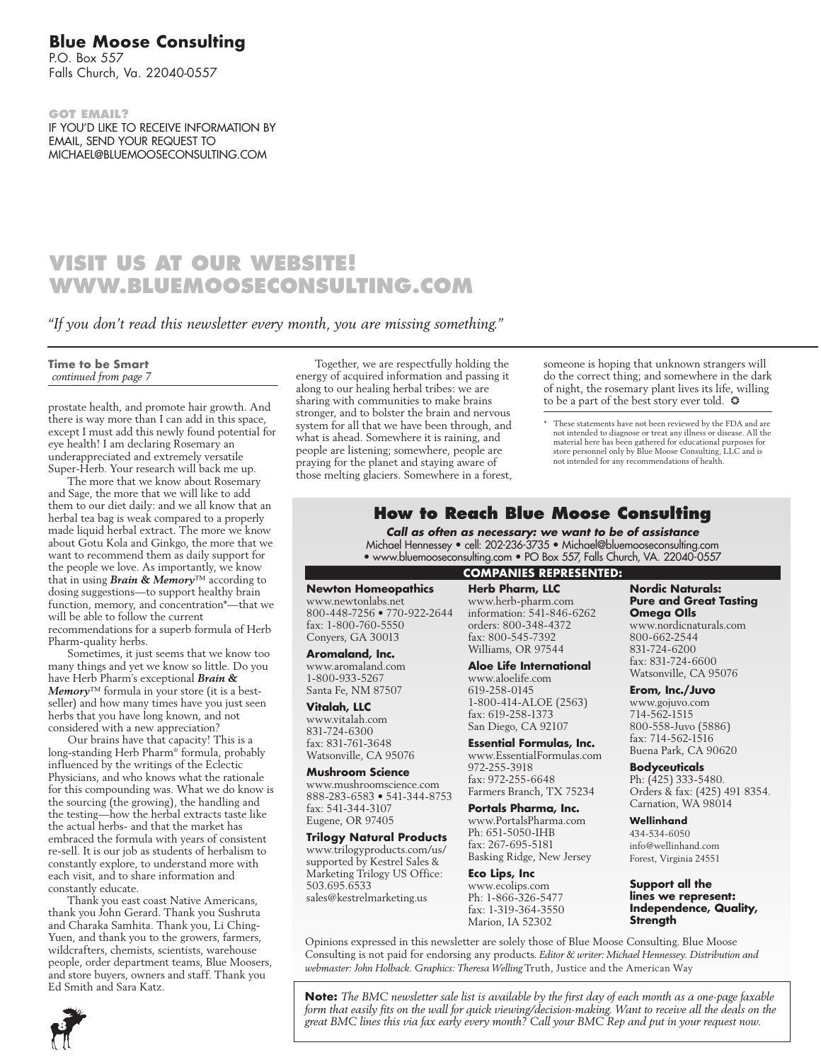## Blue Moose Consulting

P.O. Box 557
Falls Church, Va. 22040-0557

**GOT EMAIL?**
IF YOU'D LIKE TO RECEIVE INFORMATION BY EMAIL, SEND YOUR REQUEST TO MICHAEL@BLUEMOOSECONSULTING.COM

## VISIT US AT OUR WEBSITE! WWW.BLUEMOOSECONSULTING.COM

*"If you don't read this newsletter every month, you are missing something."*

### Time to be Smart

*continued from page 7*

prostate health, and promote hair growth. And there is way more than I can add in this space, except I must add this newly found potential for eye health! I am declaring Rosemary an underappreciated and extremely versatile Super-Herb. Your research will back me up.

The more that we know about Rosemary and Sage, the more that we will like to add them to our diet daily: and we all know that an herbal tea bag is weak compared to a properly made liquid herbal extract. The more we know about Gotu Kola and Ginkgo, the more that we want to recommend them as daily support for the people we love. As importantly, we know that in using ***Brain & Memory***™ according to dosing suggestions—to support healthy brain function, memory, and concentration*—that we will be able to follow the current recommendations for a superb formula of Herb Pharm-quality herbs.

Sometimes, it just seems that we know too many things and yet we know so little. Do you have Herb Pharm's exceptional ***Brain & Memory***™ formula in your store (it is a best-seller) and how many times have you just seen herbs that you have long known, and not considered with a new appreciation?

Our brains have that capacity! This is a long-standing Herb Pharm® formula, probably influenced by the writings of the Eclectic Physicians, and who knows what the rationale for this compounding was. What we do know is the sourcing (the growing), the handling and the testing—how the herbal extracts taste like the actual herbs- and that the market has embraced the formula with years of consistent re-sell. It is our job as students of herbalism to constantly explore, to understand more with each visit, and to share information and constantly educate.

Thank you east coast Native Americans, thank you John Gerard. Thank you Sushruta and Charaka Samhita. Thank you, Li Ching-Yuen, and thank you to the growers, farmers, wildcrafters, chemists, scientists, warehouse people, order department teams, Blue Moosers, and store buyers, owners and staff. Thank you Ed Smith and Sara Katz.

Together, we are respectfully holding the energy of acquired information and passing it along to our healing herbal tribes: we are sharing with communities to make brains stronger, and to bolster the brain and nervous system for all that we have been through, and what is ahead. Somewhere it is raining, and people are listening; somewhere, people are praying for the planet and staying aware of those melting glaciers. Somewhere in a forest, someone is hoping that unknown strangers will do the correct thing; and somewhere in the dark of night, the rosemary plant lives its life, willing to be a part of the best story ever told. ✪

\* These statements have not been reviewed by the FDA and are not intended to diagnose or treat any illness or disease. All the material here has been gathered for educational purposes for store personnel only by Blue Moose Consulting, LLC and is not intended for any recommendations of health.

## How to Reach Blue Moose Consulting

***Call as often as necessary: we want to be of assistance***
Michael Hennessey • cell: 202-236-3735 • Michael@bluemooseconsulting.com
• www.bluemooseconsulting.com • PO Box 557, Falls Church, VA. 22040-0557

**COMPANIES REPRESENTED:**

**Newton Homeopathics**
www.newtonlabs.net
800-448-7256 • 770-922-2644
fax: 1-800-760-5550
Conyers, GA 30013

**Aromaland, Inc.**
www.aromaland.com
1-800-933-5267
Santa Fe, NM 87507

**Vitalah, LLC**
www.vitalah.com
831-724-6300
fax: 831-761-3648
Watsonville, CA 95076

**Mushroom Science**
www.mushroomscience.com
888-283-6583 • 541-344-8753
fax: 541-344-3107
Eugene, OR 97405

**Trilogy Natural Products**
www.trilogyproducts.com/us/
supported by Kestrel Sales & Marketing Trilogy US Office:
503.695.6533
sales@kestrelmarketing.us

**Herb Pharm, LLC**
www.herb-pharm.com
information: 541-846-6262
orders: 800-348-4372
fax: 800-545-7392
Williams, OR 97544

**Aloe Life International**
www.aloelife.com
619-258-0145
1-800-414-ALOE (2563)
fax: 619-258-1373
San Diego, CA 92107

**Essential Formulas, Inc.**
www.EssentialFormulas.com
972-255-3918
fax: 972-255-6648
Farmers Branch, TX 75234

**Portals Pharma, Inc.**
www.PortalsPharma.com
Ph: 651-5050-IHB
fax: 267-695-5181
Basking Ridge, New Jersey

**Eco Lips, Inc**
www.ecolips.com
Ph: 1-866-326-5477
fax: 1-319-364-3550
Marion, IA 52302

**Nordic Naturals: Pure and Great Tasting Omega OIls**
www.nordicnaturals.com
800-662-2544
831-724-6200
fax: 831-724-6600
Watsonville, CA 95076

**Erom, Inc./Juvo**
www.gojuvo.com
714-562-1515
800-558-Juvo (5886)
fax: 714-562-1516
Buena Park, CA 90620

**Bodyceuticals**
Ph: (425) 333-5480.
Orders & fax: (425) 491 8354.
Carnation, WA 98014

**Wellinhand**
434-534-6050
info@wellinhand.com
Forest, Virginia 24551

**Support all the lines we represent: Independence, Quality, Strength**

Opinions expressed in this newsletter are solely those of Blue Moose Consulting. Blue Moose Consulting is not paid for endorsing any products. *Editor & writer: Michael Hennessey. Distribution and webmaster: John Holback. Graphics: Theresa Welling* Truth, Justice and the American Way

**Note:** *The BMC newsletter sale list is available by the first day of each month as a one-page faxable form that easily fits on the wall for quick viewing/decision-making. Want to receive all the deals on the great BMC lines this via fax early every month? Call your BMC Rep and put in your request now.*